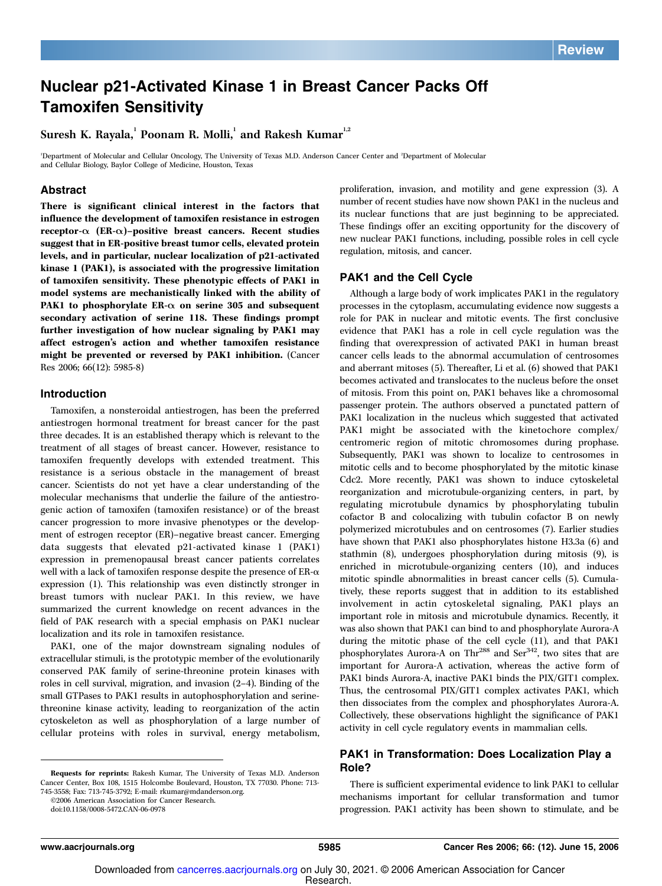Review

# Nuclear p21-Activated Kinase 1 in Breast Cancer Packs Off Tamoxifen Sensitivity

Suresh K. Rayala,[1] Poonam R. Molli,[1] and Rakesh Kumar[1,2]

[1]Department of Molecular and Cellular Oncology, The University of Texas M.D. Anderson Cancer Center and [2]Department of Molecular and Cellular Biology, Baylor College of Medicine, Houston, Texas

## Abstract

**There is significant clinical interest in the factors that influence the development of tamoxifen resistance in estrogen receptor-α (ER-α)–positive breast cancers. Recent studies suggest that in ER-positive breast tumor cells, elevated protein levels, and in particular, nuclear localization of p21-activated kinase 1 (PAK1), is associated with the progressive limitation of tamoxifen sensitivity. These phenotypic effects of PAK1 in model systems are mechanistically linked with the ability of PAK1 to phosphorylate ER-α on serine 305 and subsequent secondary activation of serine 118. These findings prompt further investigation of how nuclear signaling by PAK1 may affect estrogen's action and whether tamoxifen resistance might be prevented or reversed by PAK1 inhibition.** (Cancer Res 2006; 66(12): 5985-8)

## Introduction

Tamoxifen, a nonsteroidal antiestrogen, has been the preferred antiestrogen hormonal treatment for breast cancer for the past three decades. It is an established therapy which is relevant to the treatment of all stages of breast cancer. However, resistance to tamoxifen frequently develops with extended treatment. This resistance is a serious obstacle in the management of breast cancer. Scientists do not yet have a clear understanding of the molecular mechanisms that underlie the failure of the antiestrogenic action of tamoxifen (tamoxifen resistance) or of the breast cancer progression to more invasive phenotypes or the development of estrogen receptor (ER)–negative breast cancer. Emerging data suggests that elevated p21-activated kinase 1 (PAK1) expression in premenopausal breast cancer patients correlates well with a lack of tamoxifen response despite the presence of ER-α expression (1). This relationship was even distinctly stronger in breast tumors with nuclear PAK1. In this review, we have summarized the current knowledge on recent advances in the field of PAK research with a special emphasis on PAK1 nuclear localization and its role in tamoxifen resistance.

PAK1, one of the major downstream signaling nodules of extracellular stimuli, is the prototypic member of the evolutionarily conserved PAK family of serine-threonine protein kinases with roles in cell survival, migration, and invasion (2–4). Binding of the small GTPases to PAK1 results in autophosphorylation and serine-threonine kinase activity, leading to reorganization of the actin cytoskeleton as well as phosphorylation of a large number of cellular proteins with roles in survival, energy metabolism, proliferation, invasion, and motility and gene expression (3). A number of recent studies have now shown PAK1 in the nucleus and its nuclear functions that are just beginning to be appreciated. These findings offer an exciting opportunity for the discovery of new nuclear PAK1 functions, including, possible roles in cell cycle regulation, mitosis, and cancer.

## PAK1 and the Cell Cycle

Although a large body of work implicates PAK1 in the regulatory processes in the cytoplasm, accumulating evidence now suggests a role for PAK in nuclear and mitotic events. The first conclusive evidence that PAK1 has a role in cell cycle regulation was the finding that overexpression of activated PAK1 in human breast cancer cells leads to the abnormal accumulation of centrosomes and aberrant mitoses (5). Thereafter, Li et al. (6) showed that PAK1 becomes activated and translocates to the nucleus before the onset of mitosis. From this point on, PAK1 behaves like a chromosomal passenger protein. The authors observed a punctated pattern of PAK1 localization in the nucleus which suggested that activated PAK1 might be associated with the kinetochore complex/centromeric region of mitotic chromosomes during prophase. Subsequently, PAK1 was shown to localize to centrosomes in mitotic cells and to become phosphorylated by the mitotic kinase Cdc2. More recently, PAK1 was shown to induce cytoskeletal reorganization and microtubule-organizing centers, in part, by regulating microtubule dynamics by phosphorylating tubulin cofactor B and colocalizing with tubulin cofactor B on newly polymerized microtubules and on centrosomes (7). Earlier studies have shown that PAK1 also phosphorylates histone H3.3a (6) and stathmin (8), undergoes phosphorylation during mitosis (9), is enriched in microtubule-organizing centers (10), and induces mitotic spindle abnormalities in breast cancer cells (5). Cumulatively, these reports suggest that in addition to its established involvement in actin cytoskeletal signaling, PAK1 plays an important role in mitosis and microtubule dynamics. Recently, it was also shown that PAK1 can bind to and phosphorylate Aurora-A during the mitotic phase of the cell cycle (11), and that PAK1 phosphorylates Aurora-A on Thr[288] and Ser[342], two sites that are important for Aurora-A activation, whereas the active form of PAK1 binds Aurora-A, inactive PAK1 binds the PIX/GIT1 complex. Thus, the centrosomal PIX/GIT1 complex activates PAK1, which then dissociates from the complex and phosphorylates Aurora-A. Collectively, these observations highlight the significance of PAK1 activity in cell cycle regulatory events in mammalian cells.

## PAK1 in Transformation: Does Localization Play a Role?

There is sufficient experimental evidence to link PAK1 to cellular mechanisms important for cellular transformation and tumor progression. PAK1 activity has been shown to stimulate, and be

**Requests for reprints:** Rakesh Kumar, The University of Texas M.D. Anderson Cancer Center, Box 108, 1515 Holcombe Boulevard, Houston, TX 77030. Phone: 713-745-3558; Fax: 713-745-3792; E-mail: rkumar@mdanderson.org.

©2006 American Association for Cancer Research.

doi:10.1158/0008-5472.CAN-06-0978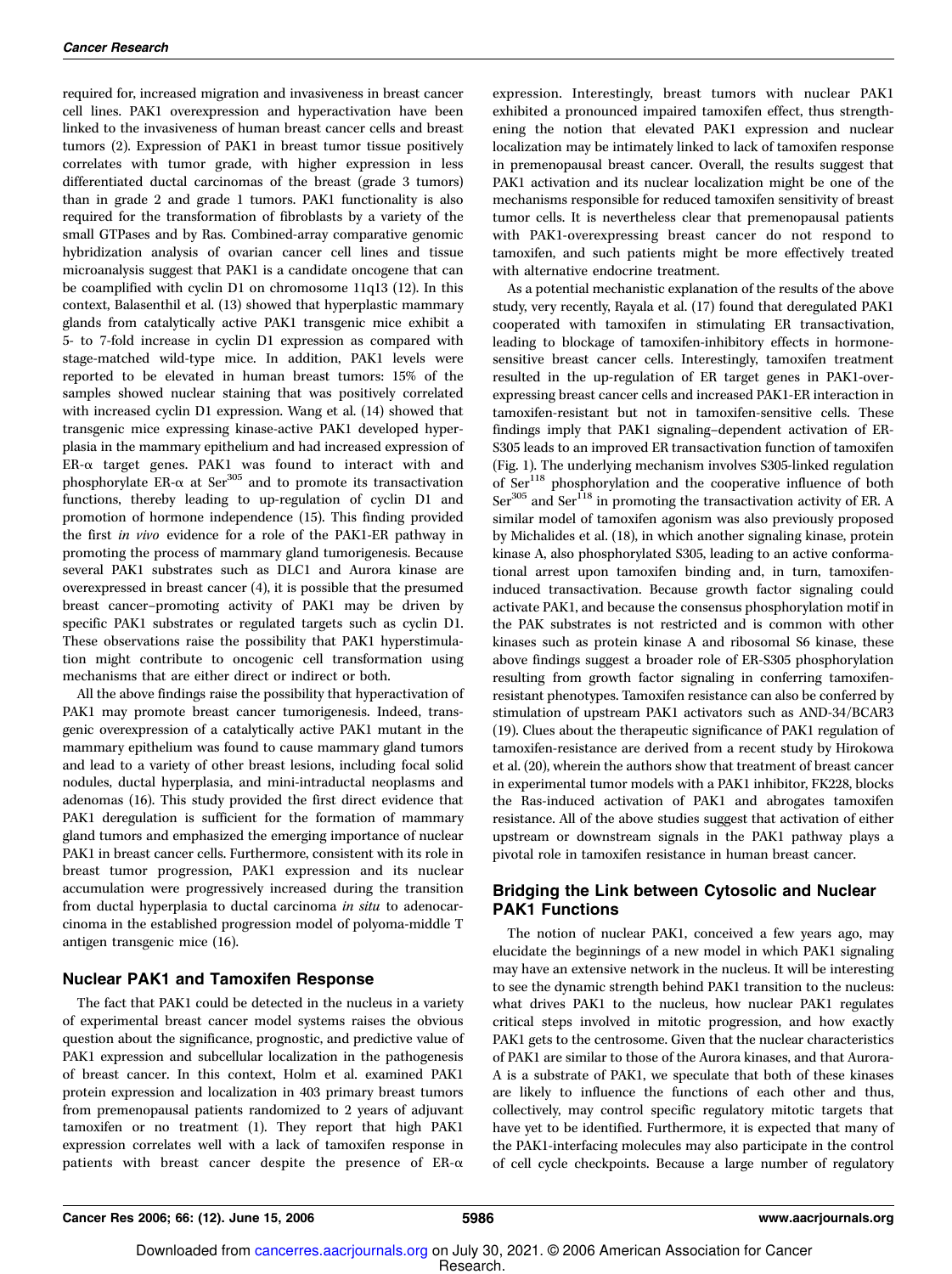required for, increased migration and invasiveness in breast cancer cell lines. PAK1 overexpression and hyperactivation have been linked to the invasiveness of human breast cancer cells and breast tumors (2). Expression of PAK1 in breast tumor tissue positively correlates with tumor grade, with higher expression in less differentiated ductal carcinomas of the breast (grade 3 tumors) than in grade 2 and grade 1 tumors. PAK1 functionality is also required for the transformation of fibroblasts by a variety of the small GTPases and by Ras. Combined-array comparative genomic hybridization analysis of ovarian cancer cell lines and tissue microanalysis suggest that PAK1 is a candidate oncogene that can be coamplified with cyclin D1 on chromosome 11q13 (12). In this context, Balasenthil et al. (13) showed that hyperplastic mammary glands from catalytically active PAK1 transgenic mice exhibit a 5- to 7-fold increase in cyclin D1 expression as compared with stage-matched wild-type mice. In addition, PAK1 levels were reported to be elevated in human breast tumors: 15% of the samples showed nuclear staining that was positively correlated with increased cyclin D1 expression. Wang et al. (14) showed that transgenic mice expressing kinase-active PAK1 developed hyperplasia in the mammary epithelium and had increased expression of ER-α target genes. PAK1 was found to interact with and phosphorylate ER-α at Ser[305] and to promote its transactivation functions, thereby leading to up-regulation of cyclin D1 and promotion of hormone independence (15). This finding provided the first *in vivo* evidence for a role of the PAK1-ER pathway in promoting the process of mammary gland tumorigenesis. Because several PAK1 substrates such as DLC1 and Aurora kinase are overexpressed in breast cancer (4), it is possible that the presumed breast cancer–promoting activity of PAK1 may be driven by specific PAK1 substrates or regulated targets such as cyclin D1. These observations raise the possibility that PAK1 hyperstimulation might contribute to oncogenic cell transformation using mechanisms that are either direct or indirect or both.

All the above findings raise the possibility that hyperactivation of PAK1 may promote breast cancer tumorigenesis. Indeed, transgenic overexpression of a catalytically active PAK1 mutant in the mammary epithelium was found to cause mammary gland tumors and lead to a variety of other breast lesions, including focal solid nodules, ductal hyperplasia, and mini-intraductal neoplasms and adenomas (16). This study provided the first direct evidence that PAK1 deregulation is sufficient for the formation of mammary gland tumors and emphasized the emerging importance of nuclear PAK1 in breast cancer cells. Furthermore, consistent with its role in breast tumor progression, PAK1 expression and its nuclear accumulation were progressively increased during the transition from ductal hyperplasia to ductal carcinoma *in situ* to adenocarcinoma in the established progression model of polyoma-middle T antigen transgenic mice (16).

## Nuclear PAK1 and Tamoxifen Response

The fact that PAK1 could be detected in the nucleus in a variety of experimental breast cancer model systems raises the obvious question about the significance, prognostic, and predictive value of PAK1 expression and subcellular localization in the pathogenesis of breast cancer. In this context, Holm et al. examined PAK1 protein expression and localization in 403 primary breast tumors from premenopausal patients randomized to 2 years of adjuvant tamoxifen or no treatment (1). They report that high PAK1 expression correlates well with a lack of tamoxifen response in patients with breast cancer despite the presence of ER-α expression. Interestingly, breast tumors with nuclear PAK1 exhibited a pronounced impaired tamoxifen effect, thus strengthening the notion that elevated PAK1 expression and nuclear localization may be intimately linked to lack of tamoxifen response in premenopausal breast cancer. Overall, the results suggest that PAK1 activation and its nuclear localization might be one of the mechanisms responsible for reduced tamoxifen sensitivity of breast tumor cells. It is nevertheless clear that premenopausal patients with PAK1-overexpressing breast cancer do not respond to tamoxifen, and such patients might be more effectively treated with alternative endocrine treatment.

As a potential mechanistic explanation of the results of the above study, very recently, Rayala et al. (17) found that deregulated PAK1 cooperated with tamoxifen in stimulating ER transactivation, leading to blockage of tamoxifen-inhibitory effects in hormone-sensitive breast cancer cells. Interestingly, tamoxifen treatment resulted in the up-regulation of ER target genes in PAK1-overexpressing breast cancer cells and increased PAK1-ER interaction in tamoxifen-resistant but not in tamoxifen-sensitive cells. These findings imply that PAK1 signaling–dependent activation of ER-S305 leads to an improved ER transactivation function of tamoxifen (Fig. 1). The underlying mechanism involves S305-linked regulation of Ser[118] phosphorylation and the cooperative influence of both Ser[305] and Ser[118] in promoting the transactivation activity of ER. A similar model of tamoxifen agonism was also previously proposed by Michalides et al. (18), in which another signaling kinase, protein kinase A, also phosphorylated S305, leading to an active conformational arrest upon tamoxifen binding and, in turn, tamoxifen-induced transactivation. Because growth factor signaling could activate PAK1, and because the consensus phosphorylation motif in the PAK substrates is not restricted and is common with other kinases such as protein kinase A and ribosomal S6 kinase, these above findings suggest a broader role of ER-S305 phosphorylation resulting from growth factor signaling in conferring tamoxifen-resistant phenotypes. Tamoxifen resistance can also be conferred by stimulation of upstream PAK1 activators such as AND-34/BCAR3 (19). Clues about the therapeutic significance of PAK1 regulation of tamoxifen-resistance are derived from a recent study by Hirokowa et al. (20), wherein the authors show that treatment of breast cancer in experimental tumor models with a PAK1 inhibitor, FK228, blocks the Ras-induced activation of PAK1 and abrogates tamoxifen resistance. All of the above studies suggest that activation of either upstream or downstream signals in the PAK1 pathway plays a pivotal role in tamoxifen resistance in human breast cancer.

## Bridging the Link between Cytosolic and Nuclear PAK1 Functions

The notion of nuclear PAK1, conceived a few years ago, may elucidate the beginnings of a new model in which PAK1 signaling may have an extensive network in the nucleus. It will be interesting to see the dynamic strength behind PAK1 transition to the nucleus: what drives PAK1 to the nucleus, how nuclear PAK1 regulates critical steps involved in mitotic progression, and how exactly PAK1 gets to the centrosome. Given that the nuclear characteristics of PAK1 are similar to those of the Aurora kinases, and that Aurora-A is a substrate of PAK1, we speculate that both of these kinases are likely to influence the functions of each other and thus, collectively, may control specific regulatory mitotic targets that have yet to be identified. Furthermore, it is expected that many of the PAK1-interfacing molecules may also participate in the control of cell cycle checkpoints. Because a large number of regulatory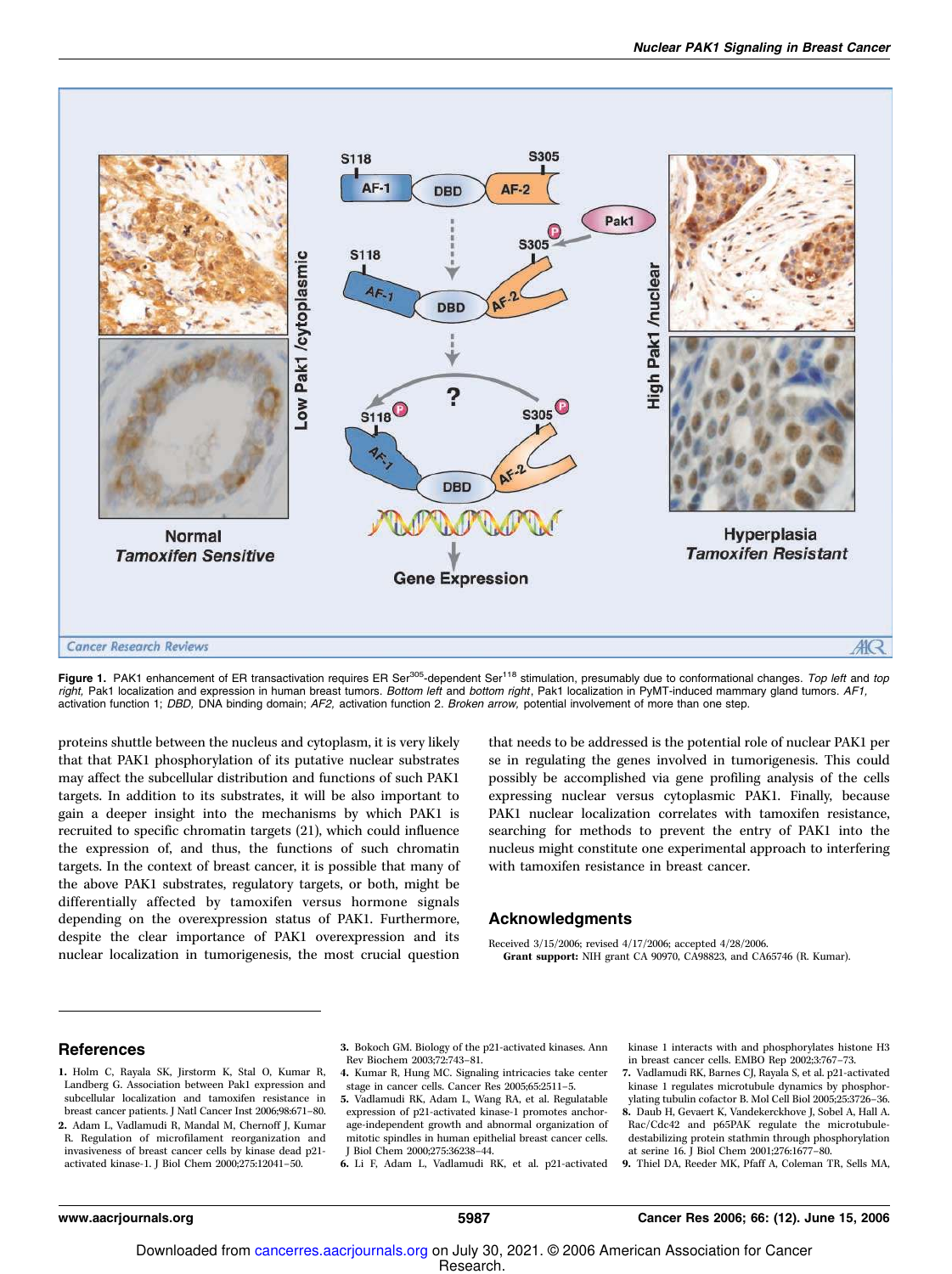Figure 1. PAK1 enhancement of ER transactivation requires ER Ser[305]-dependent Ser[118] stimulation, presumably due to conformational changes. *Top left* and *top right*, Pak1 localization and expression in human breast tumors. *Bottom left* and *bottom right*, Pak1 localization in PyMT-induced mammary gland tumors. *AF1,* activation function 1; *DBD,* DNA binding domain; *AF2,* activation function 2. *Broken arrow,* potential involvement of more than one step.

proteins shuttle between the nucleus and cytoplasm, it is very likely that that PAK1 phosphorylation of its putative nuclear substrates may affect the subcellular distribution and functions of such PAK1 targets. In addition to its substrates, it will be also important to gain a deeper insight into the mechanisms by which PAK1 is recruited to specific chromatin targets (21), which could influence the expression of, and thus, the functions of such chromatin targets. In the context of breast cancer, it is possible that many of the above PAK1 substrates, regulatory targets, or both, might be differentially affected by tamoxifen versus hormone signals depending on the overexpression status of PAK1. Furthermore, despite the clear importance of PAK1 overexpression and its nuclear localization in tumorigenesis, the most crucial question that needs to be addressed is the potential role of nuclear PAK1 per se in regulating the genes involved in tumorigenesis. This could possibly be accomplished via gene profiling analysis of the cells expressing nuclear versus cytoplasmic PAK1. Finally, because PAK1 nuclear localization correlates with tamoxifen resistance, searching for methods to prevent the entry of PAK1 into the nucleus might constitute one experimental approach to interfering with tamoxifen resistance in breast cancer.

## Acknowledgments

Received 3/15/2006; revised 4/17/2006; accepted 4/28/2006.

**Grant support:** NIH grant CA 90970, CA98823, and CA65746 (R. Kumar).

## References

1. Holm C, Rayala SK, Jirstorm K, Stal O, Kumar R, Landberg G. Association between Pak1 expression and subcellular localization and tamoxifen resistance in breast cancer patients. J Natl Cancer Inst 2006;98:671–80.
2. Adam L, Vadlamudi R, Mandal M, Chernoff J, Kumar R. Regulation of microfilament reorganization and invasiveness of breast cancer cells by kinase dead p21-activated kinase-1. J Biol Chem 2000;275:12041–50.
3. Bokoch GM. Biology of the p21-activated kinases. Ann Rev Biochem 2003;72:743–81.
4. Kumar R, Hung MC. Signaling intricacies take center stage in cancer cells. Cancer Res 2005;65:2511–5.
5. Vadlamudi RK, Adam L, Wang RA, et al. Regulatable expression of p21-activated kinase-1 promotes anchorage-independent growth and abnormal organization of mitotic spindles in human epithelial breast cancer cells. J Biol Chem 2000;275:36238–44.
6. Li F, Adam L, Vadlamudi RK, et al. p21-activated kinase 1 interacts with and phosphorylates histone H3 in breast cancer cells. EMBO Rep 2002;3:767–73.
7. Vadlamudi RK, Barnes CJ, Rayala S, et al. p21-activated kinase 1 regulates microtubule dynamics by phosphorylating tubulin cofactor B. Mol Cell Biol 2005;25:3726–36.
8. Daub H, Gevaert K, Vandekerckhove J, Sobel A, Hall A. Rac/Cdc42 and p65PAK regulate the microtubule-destabilizing protein stathmin through phosphorylation at serine 16. J Biol Chem 2001;276:1677–80.
9. Thiel DA, Reeder MK, Pfaff A, Coleman TR, Sells MA,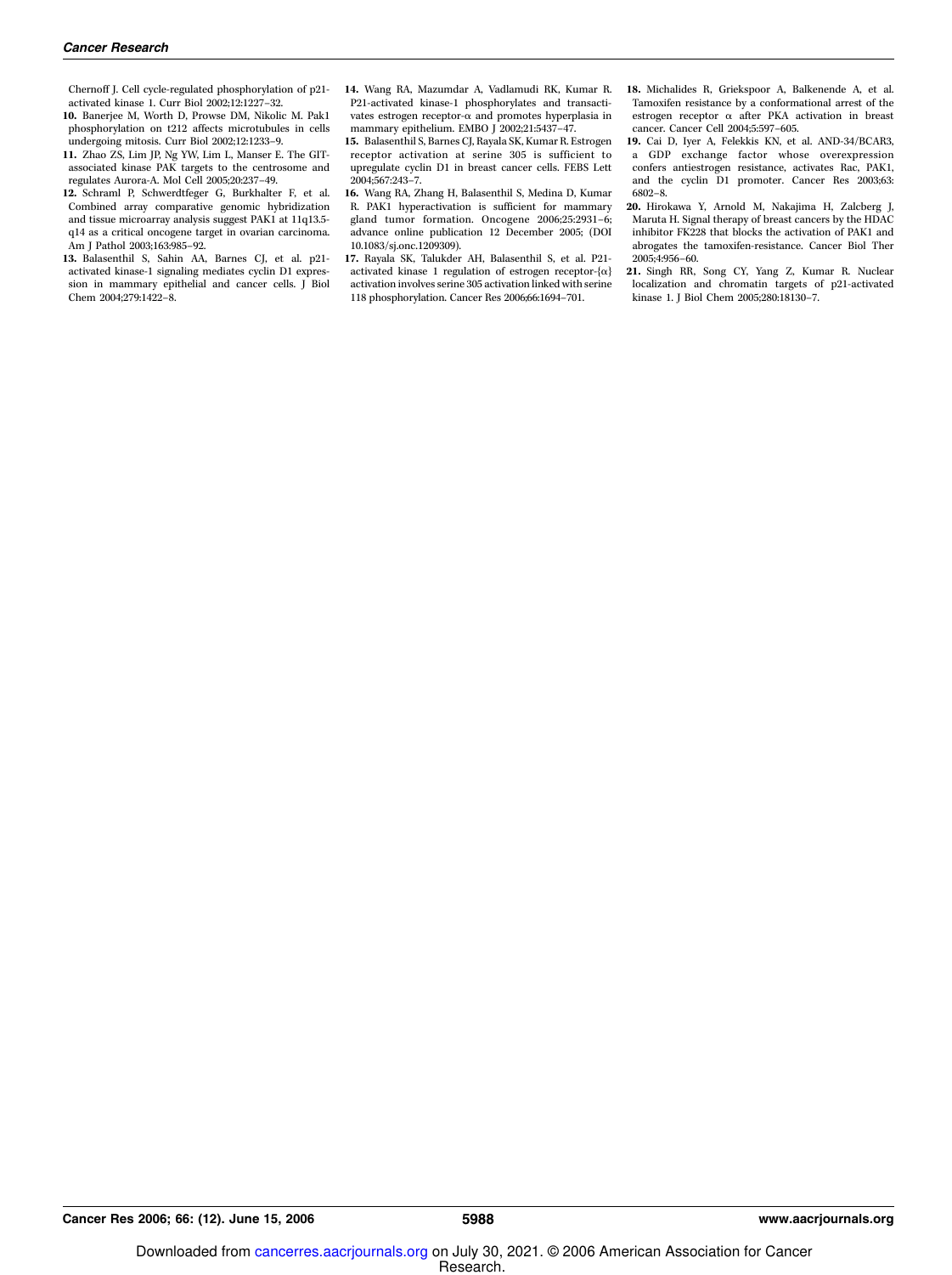Chernoff J. Cell cycle-regulated phosphorylation of p21-activated kinase 1. Curr Biol 2002;12:1227–32.

10. Banerjee M, Worth D, Prowse DM, Nikolic M. Pak1 phosphorylation on t212 affects microtubules in cells undergoing mitosis. Curr Biol 2002;12:1233–9.

11. Zhao ZS, Lim JP, Ng YW, Lim L, Manser E. The GIT-associated kinase PAK targets to the centrosome and regulates Aurora-A. Mol Cell 2005;20:237–49.

12. Schraml P, Schwerdtfeger G, Burkhalter F, et al. Combined array comparative genomic hybridization and tissue microarray analysis suggest PAK1 at 11q13.5-q14 as a critical oncogene target in ovarian carcinoma. Am J Pathol 2003;163:985–92.

13. Balasenthil S, Sahin AA, Barnes CJ, et al. p21-activated kinase-1 signaling mediates cyclin D1 expression in mammary epithelial and cancer cells. J Biol Chem 2004;279:1422–8.

14. Wang RA, Mazumdar A, Vadlamudi RK, Kumar R. P21-activated kinase-1 phosphorylates and transactivates estrogen receptor-α and promotes hyperplasia in mammary epithelium. EMBO J 2002;21:5437–47.

15. Balasenthil S, Barnes CJ, Rayala SK, Kumar R. Estrogen receptor activation at serine 305 is sufficient to upregulate cyclin D1 in breast cancer cells. FEBS Lett 2004;567:243–7.

16. Wang RA, Zhang H, Balasenthil S, Medina D, Kumar R. PAK1 hyperactivation is sufficient for mammary gland tumor formation. Oncogene 2006;25:2931–6; advance online publication 12 December 2005; (DOI 10.1083/sj.onc.1209309).

17. Rayala SK, Talukder AH, Balasenthil S, et al. P21-activated kinase 1 regulation of estrogen receptor-{α} activation involves serine 305 activation linked with serine 118 phosphorylation. Cancer Res 2006;66:1694–701.

18. Michalides R, Griekspoor A, Balkenende A, et al. Tamoxifen resistance by a conformational arrest of the estrogen receptor α after PKA activation in breast cancer. Cancer Cell 2004;5:597–605.

19. Cai D, Iyer A, Felekkis KN, et al. AND-34/BCAR3, a GDP exchange factor whose overexpression confers antiestrogen resistance, activates Rac, PAK1, and the cyclin D1 promoter. Cancer Res 2003;63:6802–8.

20. Hirokawa Y, Arnold M, Nakajima H, Zalcberg J, Maruta H. Signal therapy of breast cancers by the HDAC inhibitor FK228 that blocks the activation of PAK1 and abrogates the tamoxifen-resistance. Cancer Biol Ther 2005;4:956–60.

21. Singh RR, Song CY, Yang Z, Kumar R. Nuclear localization and chromatin targets of p21-activated kinase 1. J Biol Chem 2005;280:18130–7.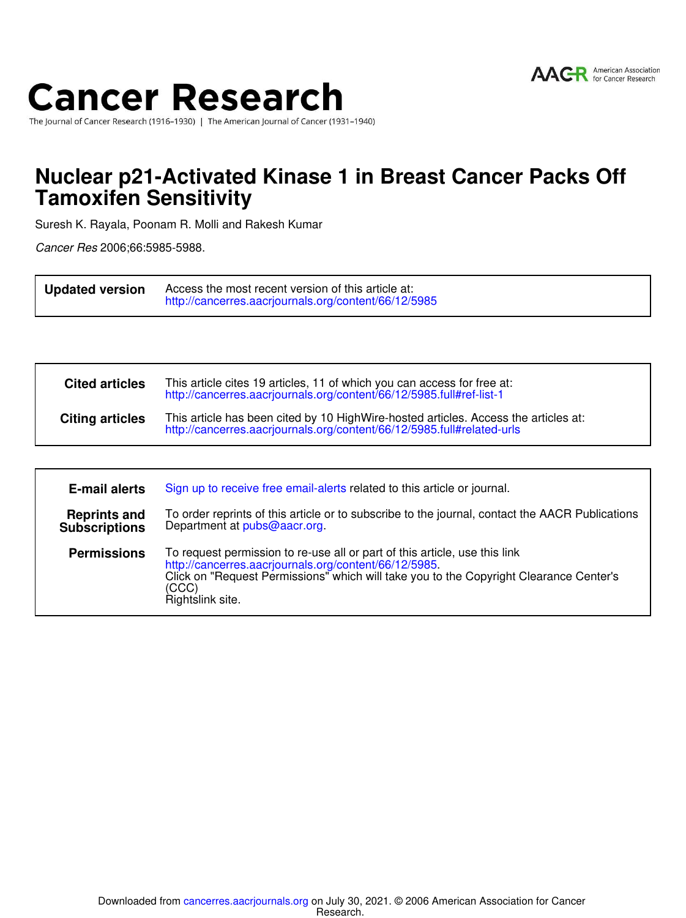# Cancer Research

The Journal of Cancer Research (1916–1930) | The American Journal of Cancer (1931–1940)

AACR American Association for Cancer Research

# Nuclear p21-Activated Kinase 1 in Breast Cancer Packs Off Tamoxifen Sensitivity

Suresh K. Rayala, Poonam R. Molli and Rakesh Kumar

*Cancer Res* 2006;66:5985-5988.

| | |
|---|---|
| **Updated version** | Access the most recent version of this article at: http://cancerres.aacrjournals.org/content/66/12/5985 |

| | |
|---|---|
| **Cited articles** | This article cites 19 articles, 11 of which you can access for free at: http://cancerres.aacrjournals.org/content/66/12/5985.full#ref-list-1 |
| **Citing articles** | This article has been cited by 10 HighWire-hosted articles. Access the articles at: http://cancerres.aacrjournals.org/content/66/12/5985.full#related-urls |

| | |
|---|---|
| **E-mail alerts** | Sign up to receive free email-alerts related to this article or journal. |
| **Reprints and Subscriptions** | To order reprints of this article or to subscribe to the journal, contact the AACR Publications Department at pubs@aacr.org. |
| **Permissions** | To request permission to re-use all or part of this article, use this link http://cancerres.aacrjournals.org/content/66/12/5985. Click on "Request Permissions" which will take you to the Copyright Clearance Center's (CCC) Rightslink site. |

Downloaded from cancerres.aacrjournals.org on July 30, 2021. © 2006 American Association for Cancer Research.